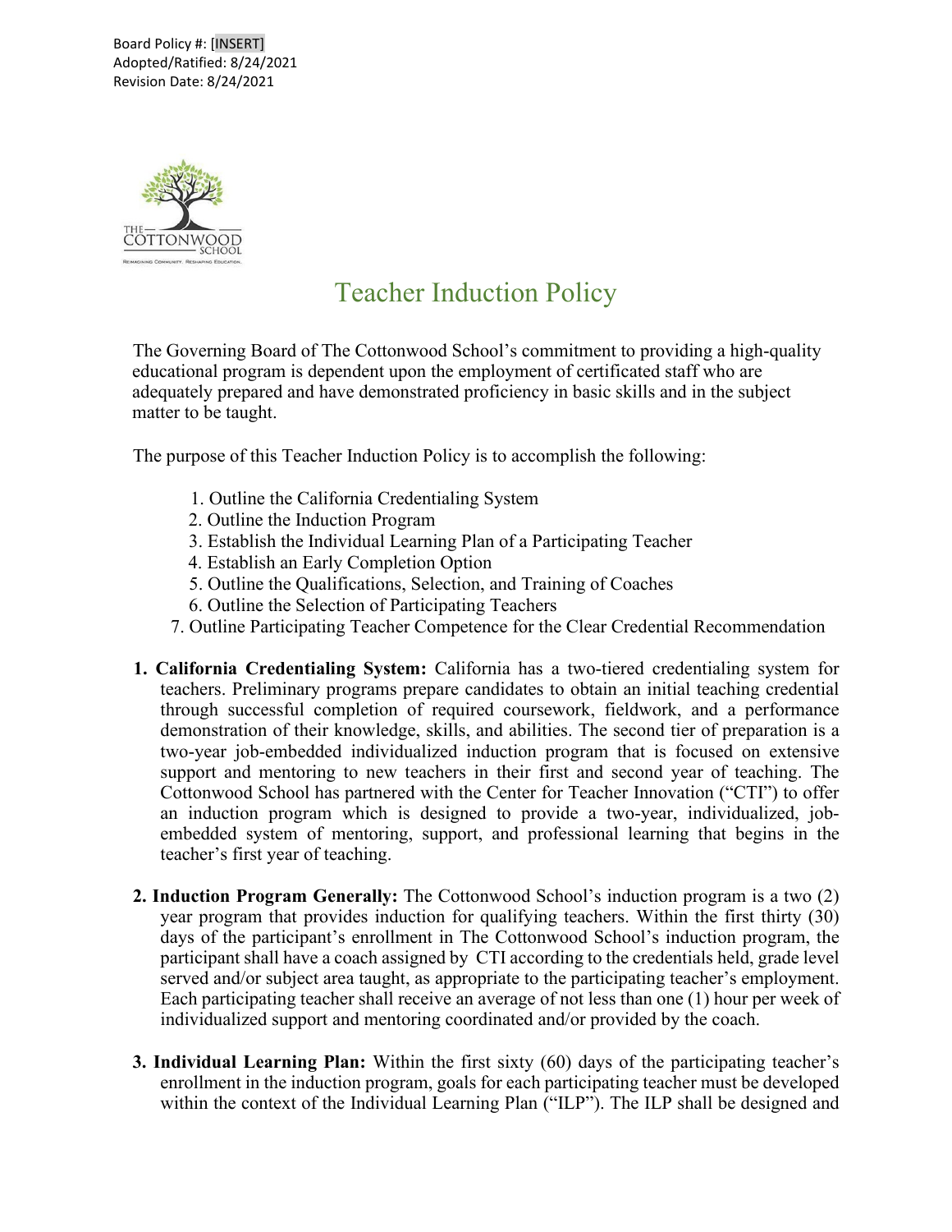Board Policy #: [INSERT]
Adopted/Ratified: 8/24/2021
Revision Date: 8/24/2021

# Teacher Induction Policy

The Governing Board of The Cottonwood School's commitment to providing a high-quality educational program is dependent upon the employment of certificated staff who are adequately prepared and have demonstrated proficiency in basic skills and in the subject matter to be taught.

The purpose of this Teacher Induction Policy is to accomplish the following:

1. Outline the California Credentialing System
2. Outline the Induction Program
3. Establish the Individual Learning Plan of a Participating Teacher
4. Establish an Early Completion Option
5. Outline the Qualifications, Selection, and Training of Coaches
6. Outline the Selection of Participating Teachers
7. Outline Participating Teacher Competence for the Clear Credential Recommendation

**1. California Credentialing System:** California has a two-tiered credentialing system for teachers. Preliminary programs prepare candidates to obtain an initial teaching credential through successful completion of required coursework, fieldwork, and a performance demonstration of their knowledge, skills, and abilities. The second tier of preparation is a two-year job-embedded individualized induction program that is focused on extensive support and mentoring to new teachers in their first and second year of teaching. The Cottonwood School has partnered with the Center for Teacher Innovation ("CTI") to offer an induction program which is designed to provide a two-year, individualized, job-embedded system of mentoring, support, and professional learning that begins in the teacher's first year of teaching.

**2. Induction Program Generally:** The Cottonwood School's induction program is a two (2) year program that provides induction for qualifying teachers. Within the first thirty (30) days of the participant's enrollment in The Cottonwood School's induction program, the participant shall have a coach assigned by CTI according to the credentials held, grade level served and/or subject area taught, as appropriate to the participating teacher's employment. Each participating teacher shall receive an average of not less than one (1) hour per week of individualized support and mentoring coordinated and/or provided by the coach.

**3. Individual Learning Plan:** Within the first sixty (60) days of the participating teacher's enrollment in the induction program, goals for each participating teacher must be developed within the context of the Individual Learning Plan ("ILP"). The ILP shall be designed and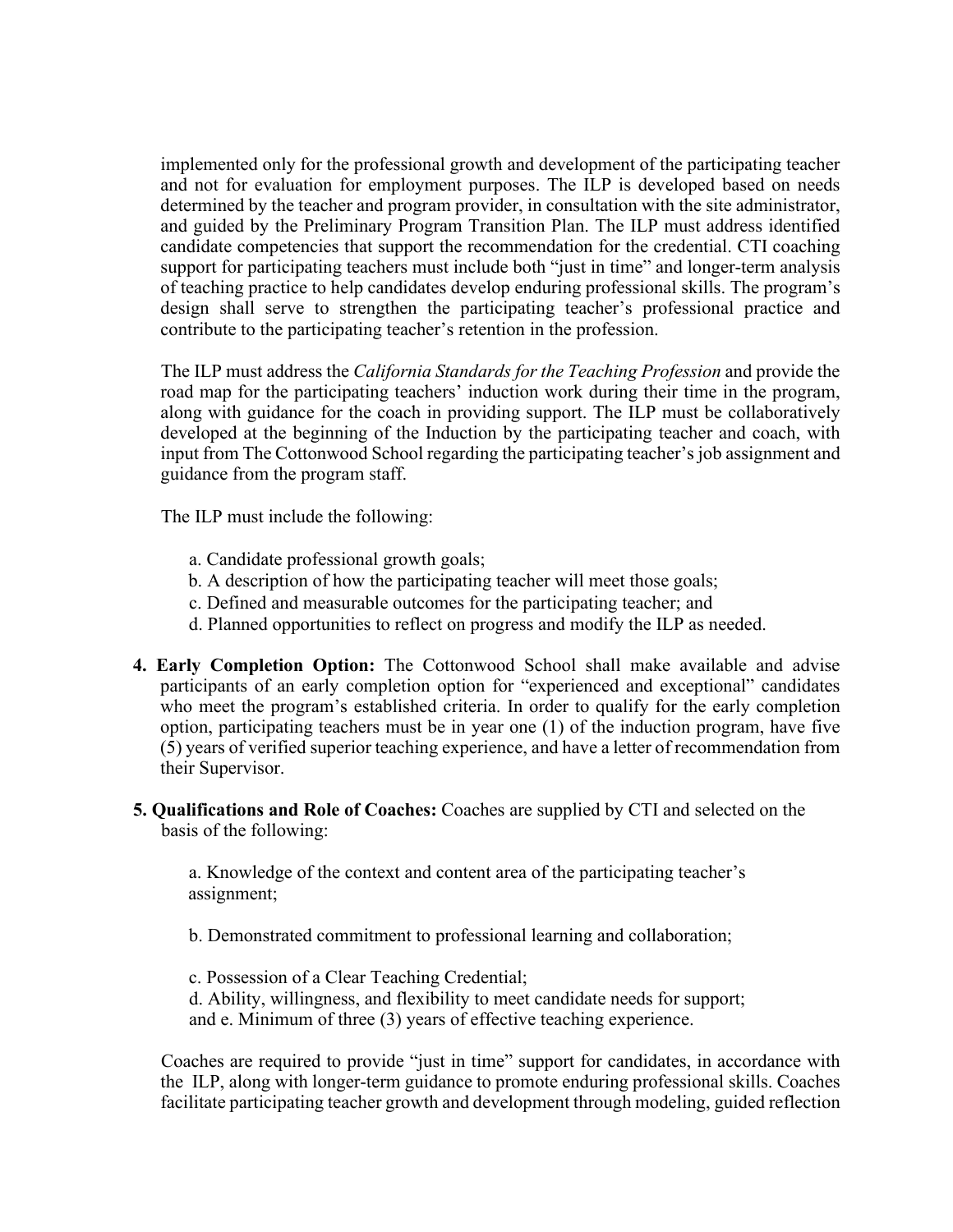implemented only for the professional growth and development of the participating teacher and not for evaluation for employment purposes. The ILP is developed based on needs determined by the teacher and program provider, in consultation with the site administrator, and guided by the Preliminary Program Transition Plan. The ILP must address identified candidate competencies that support the recommendation for the credential. CTI coaching support for participating teachers must include both "just in time" and longer-term analysis of teaching practice to help candidates develop enduring professional skills. The program's design shall serve to strengthen the participating teacher's professional practice and contribute to the participating teacher's retention in the profession.

The ILP must address the *California Standards for the Teaching Profession* and provide the road map for the participating teachers' induction work during their time in the program, along with guidance for the coach in providing support. The ILP must be collaboratively developed at the beginning of the Induction by the participating teacher and coach, with input from The Cottonwood School regarding the participating teacher's job assignment and guidance from the program staff.

The ILP must include the following:

a. Candidate professional growth goals;
b. A description of how the participating teacher will meet those goals;
c. Defined and measurable outcomes for the participating teacher; and
d. Planned opportunities to reflect on progress and modify the ILP as needed.

**4. Early Completion Option:** The Cottonwood School shall make available and advise participants of an early completion option for "experienced and exceptional" candidates who meet the program's established criteria. In order to qualify for the early completion option, participating teachers must be in year one (1) of the induction program, have five (5) years of verified superior teaching experience, and have a letter of recommendation from their Supervisor.

**5. Qualifications and Role of Coaches:** Coaches are supplied by CTI and selected on the basis of the following:

a. Knowledge of the context and content area of the participating teacher's assignment;

b. Demonstrated commitment to professional learning and collaboration;

c. Possession of a Clear Teaching Credential;
d. Ability, willingness, and flexibility to meet candidate needs for support;
and e. Minimum of three (3) years of effective teaching experience.

Coaches are required to provide "just in time" support for candidates, in accordance with the ILP, along with longer-term guidance to promote enduring professional skills. Coaches facilitate participating teacher growth and development through modeling, guided reflection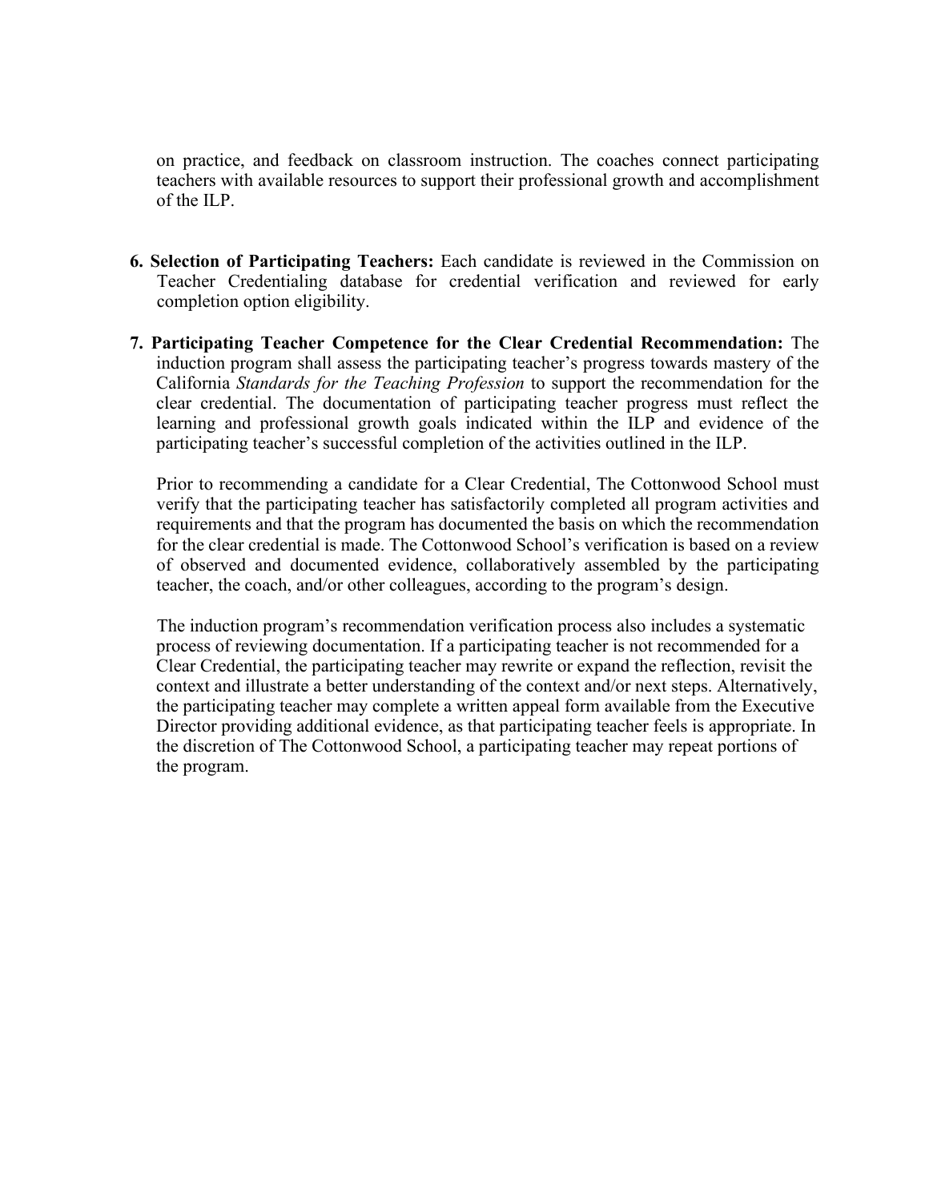on practice, and feedback on classroom instruction. The coaches connect participating teachers with available resources to support their professional growth and accomplishment of the ILP.

6. **Selection of Participating Teachers:** Each candidate is reviewed in the Commission on Teacher Credentialing database for credential verification and reviewed for early completion option eligibility.

7. **Participating Teacher Competence for the Clear Credential Recommendation:** The induction program shall assess the participating teacher's progress towards mastery of the California *Standards for the Teaching Profession* to support the recommendation for the clear credential. The documentation of participating teacher progress must reflect the learning and professional growth goals indicated within the ILP and evidence of the participating teacher's successful completion of the activities outlined in the ILP.

   Prior to recommending a candidate for a Clear Credential, The Cottonwood School must verify that the participating teacher has satisfactorily completed all program activities and requirements and that the program has documented the basis on which the recommendation for the clear credential is made. The Cottonwood School's verification is based on a review of observed and documented evidence, collaboratively assembled by the participating teacher, the coach, and/or other colleagues, according to the program's design.

   The induction program's recommendation verification process also includes a systematic process of reviewing documentation. If a participating teacher is not recommended for a Clear Credential, the participating teacher may rewrite or expand the reflection, revisit the context and illustrate a better understanding of the context and/or next steps. Alternatively, the participating teacher may complete a written appeal form available from the Executive Director providing additional evidence, as that participating teacher feels is appropriate. In the discretion of The Cottonwood School, a participating teacher may repeat portions of the program.